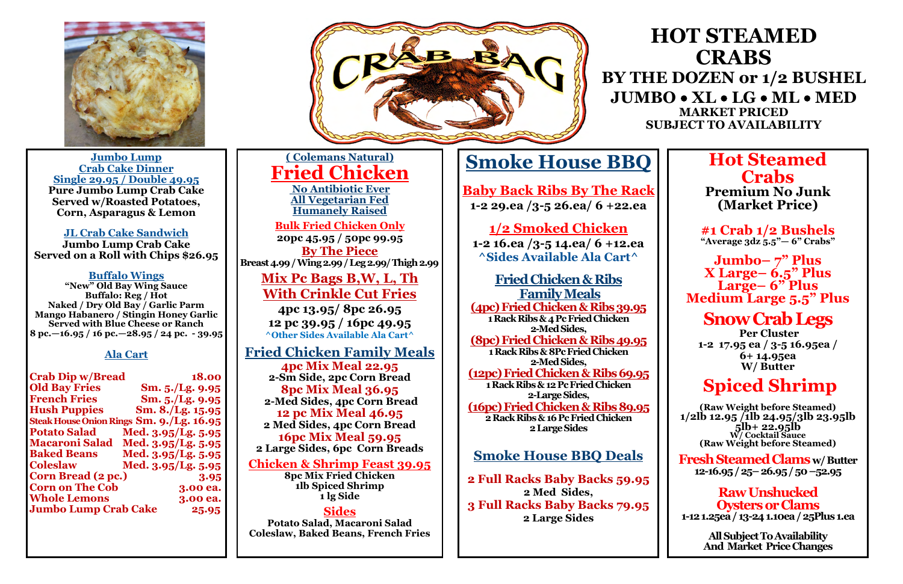# HOT STEAMED CRABS

## BY THE DOZEN or 1/2 BUSHEL

## JUMBO • XL • LG • ML • MED

**MARKET PRICED**
**SUBJECT TO AVAILABILITY**

### Jumbo Lump Crab Cake Dinner

**Single 29.95 / Double 49.95**

**Pure Jumbo Lump Crab Cake Served w/Roasted Potatoes, Corn, Asparagus & Lemon**

### JL Crab Cake Sandwich

**Jumbo Lump Crab Cake Served on a Roll with Chips $26.95**

### Buffalo Wings

**"New" Old Bay Wing Sauce**
**Buffalo: Reg / Hot**
**Naked / Dry Old Bay / Garlic Parm**
**Mango Habanero / Stingin Honey Garlic**
**Served with Blue Cheese or Ranch**
**8 pc.—16.95 / 16 pc.—28.95 / 24 pc. - 39.95**

### Ala Cart

| Item | Price |
|---|---|
| Crab Dip w/Bread | 18.00 |
| Old Bay Fries | Sm. 5./Lg. 9.95 |
| French Fries | Sm. 5./Lg. 9.95 |
| Hush Puppies | Sm. 8./Lg. 15.95 |
| Steak House Onion Rings | Sm. 9./Lg. 16.95 |
| Potato Salad | Med. 3.95/Lg. 5.95 |
| Macaroni Salad | Med. 3.95/Lg. 5.95 |
| Baked Beans | Med. 3.95/Lg. 5.95 |
| Coleslaw | Med. 3.95/Lg. 5.95 |
| Corn Bread (2 pc.) | 3.95 |
| Corn on The Cob | 3.00 ea. |
| Whole Lemons | 3.00 ea. |
| Jumbo Lump Crab Cake | 25.95 |

### ( Colemans Natural)

## Fried Chicken

**No Antibiotic Ever**
**All Vegetarian Fed**
**Humanely Raised**

### Bulk Fried Chicken Only

**20pc 45.95 / 50pc 99.95**

### By The Piece

**Breast 4.99 / Wing 2.99 / Leg 2.99/ Thigh 2.99**

### Mix Pc Bags B,W, L, Th With Crinkle Cut Fries

**4pc 13.95/ 8pc 26.95**
**12 pc 39.95 / 16pc 49.95**
^Other Sides Available Ala Cart^

### Fried Chicken Family Meals

**4pc Mix Meal 22.95**
2-Sm Side, 2pc Corn Bread

**8pc Mix Meal 36.95**
2-Med Sides, 4pc Corn Bread

**12 pc Mix Meal 46.95**
2 Med Sides, 4pc Corn Bread

**16pc Mix Meal 59.95**
2 Large Sides, 6pc Corn Breads

### Chicken & Shrimp Feast 39.95

8pc Mix Fried Chicken
1lb Spiced Shrimp
1 lg Side

### Sides

Potato Salad, Macaroni Salad
Coleslaw, Baked Beans, French Fries

## Smoke House BBQ

### Baby Back Ribs By The Rack

**1-2 29.ea /3-5 26.ea/ 6 +22.ea**

### 1/2 Smoked Chicken

**1-2 16.ea /3-5 14.ea/ 6 +12.ea**
^Sides Available Ala Cart^

### Fried Chicken & Ribs Family Meals

**(4pc) Fried Chicken & Ribs 39.95**
1 Rack Ribs & 4 Pc Fried Chicken
2-Med Sides,

**(8pc) Fried Chicken & Ribs 49.95**
1 Rack Ribs & 8Pc Fried Chicken
2-Med Sides,

**(12pc) Fried Chicken & Ribs 69.95**
1 Rack Ribs & 12 Pc Fried Chicken
2-Large Sides,

**(16pc) Fried Chicken & Ribs 89.95**
2 Rack Ribs & 16 Pc Fried Chicken
2 Large Sides

### Smoke House BBQ Deals

**2 Full Racks Baby Backs 59.95**
2 Med Sides,

**3 Full Racks Baby Backs 79.95**
2 Large Sides

## Hot Steamed Crabs

**Premium No Junk**
**(Market Price)**

### #1 Crab 1/2 Bushels

"Average 3dz 5.5"— 6" Crabs"

**Jumbo– 7" Plus**
**X Large– 6.5" Plus**
**Large– 6" Plus**
**Medium Large 5.5" Plus**

## Snow Crab Legs

**Per Cluster**
**1-2 17.95 ea / 3-5 16.95ea / 6+ 14.95ea**
**W/ Butter**

## Spiced Shrimp

(Raw Weight before Steamed)
**1/2lb 12.95 /1lb 24.95/3lb 23.95lb**
**5lb+ 22.95lb**
W/ Cocktail Sauce
(Raw Weight before Steamed)

### Fresh Steamed Clams w/ Butter

**12-16.95 / 25– 26.95 / 50 –52.95**

### Raw Unshucked Oysters or Clams

**1-12 1.25ea / 13-24 1.10ea / 25Plus 1.ea**

**All Subject To Availability And Market Price Changes**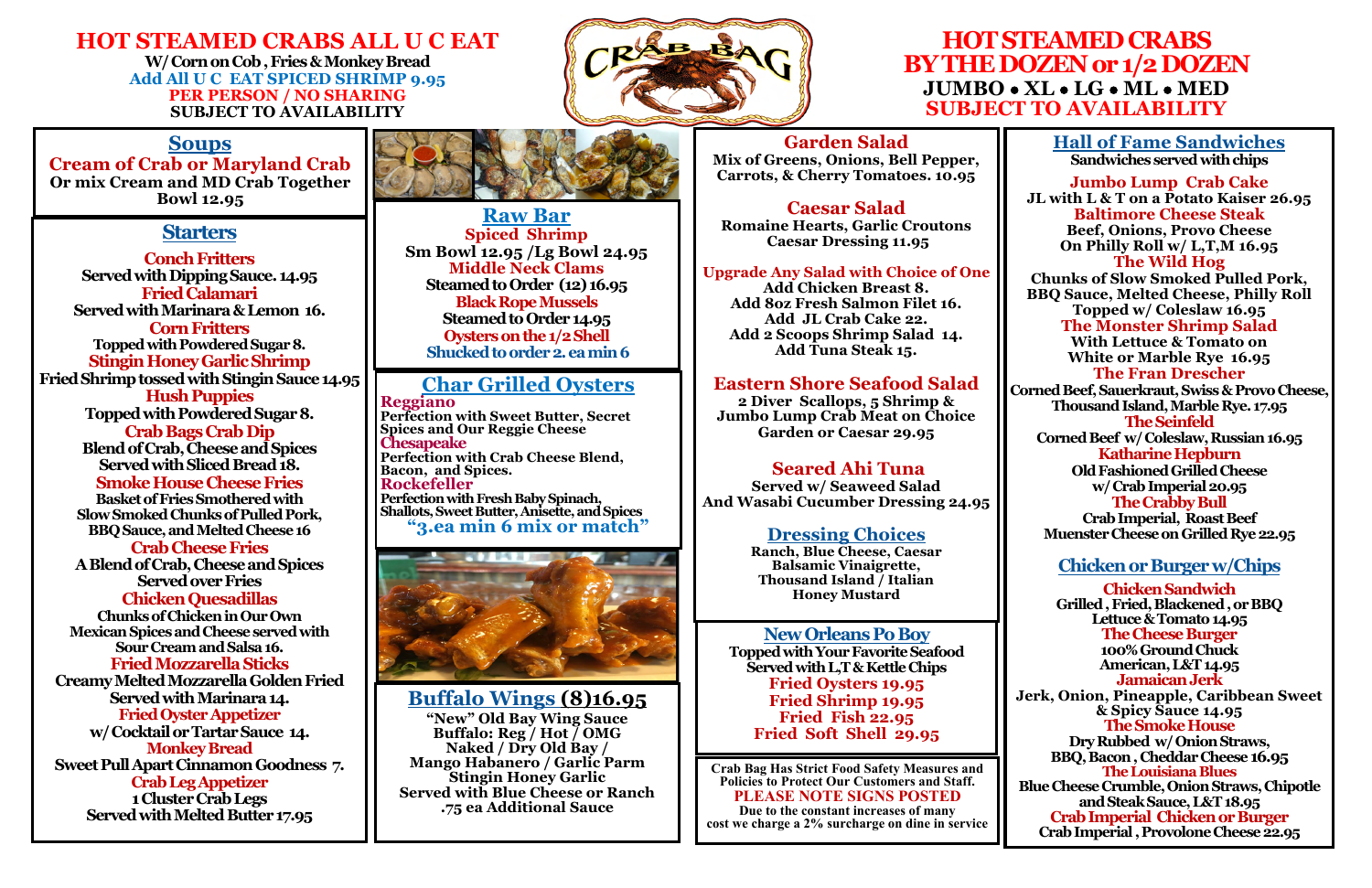# HOT STEAMED CRABS ALL U C EAT

**W/ Corn on Cob , Fries & Monkey Bread**
**Add All U C EAT SPICED SHRIMP 9.95**
**PER PERSON / NO SHARING**
**SUBJECT TO AVAILABILITY**

CRAB BAG

# HOT STEAMED CRABS BY THE DOZEN or 1/2 DOZEN

**JUMBO • XL • LG • ML • MED**
**SUBJECT TO AVAILABILITY**

## Soups

**Cream of Crab or Maryland Crab**
Or mix Cream and MD Crab Together
Bowl 12.95

## Starters

**Conch Fritters**
Served with Dipping Sauce. 14.95

**Fried Calamari**
Served with Marinara & Lemon 16.

**Corn Fritters**
Topped with Powdered Sugar 8.

**Stingin Honey Garlic Shrimp**
Fried Shrimp tossed with Stingin Sauce 14.95

**Hush Puppies**
Topped with Powdered Sugar 8.

**Crab Bags Crab Dip**
Blend of Crab, Cheese and Spices
Served with Sliced Bread 18.

**Smoke House Cheese Fries**
Basket of Fries Smothered with Slow Smoked Chunks of Pulled Pork, BBQ Sauce, and Melted Cheese 16

**Crab Cheese Fries**
A Blend of Crab, Cheese and Spices
Served over Fries

**Chicken Quesadillas**
Chunks of Chicken in Our Own Mexican Spices and Cheese served with Sour Cream and Salsa 16.

**Fried Mozzarella Sticks**
Creamy Melted Mozzarella Golden Fried
Served with Marinara 14.

**Fried Oyster Appetizer**
w/ Cocktail or Tartar Sauce 14.

**Monkey Bread**
Sweet Pull Apart Cinnamon Goodness 7.

**Crab Leg Appetizer**
1 Cluster Crab Legs
Served with Melted Butter 17.95

## Raw Bar

**Spiced Shrimp**
Sm Bowl 12.95 /Lg Bowl 24.95

**Middle Neck Clams**
Steamed to Order (12) 16.95

**Black Rope Mussels**
Steamed to Order 14.95

**Oysters on the 1/2 Shell**
Shucked to order 2. ea min 6

## Char Grilled Oysters

**Reggiano**
Perfection with Sweet Butter, Secret Spices and Our Reggie Cheese

**Chesapeake**
Perfection with Crab Cheese Blend, Bacon, and Spices.

**Rockefeller**
Perfection with Fresh Baby Spinach, Shallots, Sweet Butter, Anisette, and Spices

"3.ea min 6 mix or match"

## Buffalo Wings (8)16.95

"New" Old Bay Wing Sauce
Buffalo: Reg / Hot / OMG
Naked / Dry Old Bay /
Mango Habanero / Garlic Parm
Stingin Honey Garlic
Served with Blue Cheese or Ranch
.75 ea Additional Sauce

## Garden Salad

Mix of Greens, Onions, Bell Pepper, Carrots, & Cherry Tomatoes. 10.95

## Caesar Salad

Romaine Hearts, Garlic Croutons
Caesar Dressing 11.95

**Upgrade Any Salad with Choice of One**
Add Chicken Breast 8.
Add 8oz Fresh Salmon Filet 16.
Add JL Crab Cake 22.
Add 2 Scoops Shrimp Salad 14.
Add Tuna Steak 15.

## Eastern Shore Seafood Salad

2 Diver Scallops, 5 Shrimp & Jumbo Lump Crab Meat on Choice Garden or Caesar 29.95

## Seared Ahi Tuna

Served w/ Seaweed Salad
And Wasabi Cucumber Dressing 24.95

## Dressing Choices

Ranch, Blue Cheese, Caesar
Balsamic Vinaigrette,
Thousand Island / Italian
Honey Mustard

## New Orleans Po Boy

Topped with Your Favorite Seafood
Served with L,T & Kettle Chips

**Fried Oysters 19.95**
**Fried Shrimp 19.95**
**Fried Fish 22.95**
**Fried Soft Shell 29.95**

Crab Bag Has Strict Food Safety Measures and Policies to Protect Our Customers and Staff.
**PLEASE NOTE SIGNS POSTED**
Due to the constant increases of many cost we charge a 2% surcharge on dine in service

## Hall of Fame Sandwiches

Sandwiches served with chips

**Jumbo Lump Crab Cake**
JL with L & T on a Potato Kaiser 26.95

**Baltimore Cheese Steak**
Beef, Onions, Provo Cheese
On Philly Roll w/ L,T,M 16.95

**The Wild Hog**
Chunks of Slow Smoked Pulled Pork, BBQ Sauce, Melted Cheese, Philly Roll
Topped w/ Coleslaw 16.95

**The Monster Shrimp Salad**
With Lettuce & Tomato on
White or Marble Rye 16.95

**The Fran Drescher**
Corned Beef, Sauerkraut, Swiss & Provo Cheese, Thousand Island, Marble Rye. 17.95

**The Seinfeld**
Corned Beef w/ Coleslaw, Russian 16.95

**Katharine Hepburn**
Old Fashioned Grilled Cheese
w/ Crab Imperial 20.95

**The Crabby Bull**
Crab Imperial, Roast Beef
Muenster Cheese on Grilled Rye 22.95

## Chicken or Burger w/Chips

**Chicken Sandwich**
Grilled , Fried, Blackened , or BBQ
Lettuce & Tomato 14.95

**The Cheese Burger**
100% Ground Chuck
American, L&T 14.95

**Jamaican Jerk**
Jerk, Onion, Pineapple, Caribbean Sweet & Spicy Sauce 14.95

**The Smoke House**
Dry Rubbed w/ Onion Straws,
BBQ, Bacon , Cheddar Cheese 16.95

**The Louisiana Blues**
Blue Cheese Crumble, Onion Straws, Chipotle and Steak Sauce, L&T 18.95

**Crab Imperial Chicken or Burger**
Crab Imperial , Provolone Cheese 22.95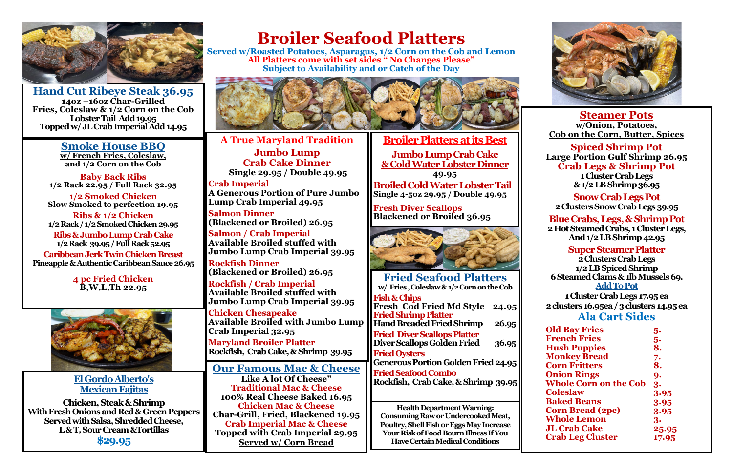# Broiler Seafood Platters

**Served w/Roasted Potatoes, Asparagus, 1/2 Corn on the Cob and Lemon**
**All Platters come with set sides " No Changes Please"**
**Subject to Availability and or Catch of the Day**

## Hand Cut Ribeye Steak 36.95

14oz –16oz Char-Grilled
Fries, Coleslaw & 1/2 Corn on the Cob
Lobster Tail Add 19.95
Topped w/ JL Crab Imperial Add 14.95

## Smoke House BBQ

w/ French Fries, Coleslaw, and 1/2 Corn on the Cob

**Baby Back Ribs**
1/2 Rack 22.95 / Full Rack 32.95

**1/2 Smoked Chicken**
Slow Smoked to perfection 19.95

**Ribs & 1/2 Chicken**
1/2 Rack / 1/2 Smoked Chicken 29.95

**Ribs & Jumbo Lump Crab Cake**
1/2 Rack 39.95 / Full Rack 52.95

**Caribbean Jerk Twin Chicken Breast**
Pineapple & Authentic Caribbean Sauce 26.95

**4 pc Fried Chicken**
B,W,L,Th 22.95

## El Gordo Alberto's Mexican Fajitas

Chicken, Steak & Shrimp
With Fresh Onions and Red & Green Peppers
Served with Salsa, Shredded Cheese,
L & T, Sour Cream &Tortillas
**$29.95**

## A True Maryland Tradition

**Jumbo Lump Crab Cake Dinner**
Single 29.95 / Double 49.95

**Crab Imperial**
A Generous Portion of Pure Jumbo Lump Crab Imperial 49.95

**Salmon Dinner**
(Blackened or Broiled) 26.95

**Salmon / Crab Imperial**
Available Broiled stuffed with Jumbo Lump Crab Imperial 39.95

**Rockfish Dinner**
(Blackened or Broiled) 26.95

**Rockfish / Crab Imperial**
Available Broiled stuffed with Jumbo Lump Crab Imperial 39.95

**Chicken Chesapeake**
Available Broiled with Jumbo Lump Crab Imperial 32.95

**Maryland Broiler Platter**
Rockfish, Crab Cake, & Shrimp 39.95

## Our Famous Mac & Cheese

Like A lot Of Cheese"

**Traditional Mac & Cheese**
100% Real Cheese Baked 16.95

**Chicken Mac & Cheese**
Char-Grill, Fried, Blackened 19.95

**Crab Imperial Mac & Cheese**
Topped with Crab Imperial 29.95

Served w/ Corn Bread

## Broiler Platters at its Best

**Jumbo Lump Crab Cake & Cold Water Lobster Dinner**
49.95

**Broiled Cold Water Lobster Tail**
Single 4-5oz 29.95 / Double 49.95

**Fresh Diver Scallops**
Blackened or Broiled 36.95

## Fried Seafood Platters

w/ Fries , Coleslaw & 1/2 Corn on the Cob

**Fish & Chips**
Fresh Cod Fried Md Style 24.95

**Fried Shrimp Platter**
Hand Breaded Fried Shrimp 26.95

**Fried Diver Scallops Platter**
Diver Scallops Golden Fried 36.95

**Fried Oysters**
Generous Portion Golden Fried 24.95

**Fried Seafood Combo**
Rockfish, Crab Cake, & Shrimp 39.95

Health Department Warning: Consuming Raw or Undercooked Meat, Poultry, Shell Fish or Eggs May Increase Your Risk of Food Bourn Illness If You Have Certain Medical Conditions

## Steamer Pots

w/Onion, Potatoes, Cob on the Corn, Butter, Spices

**Spiced Shrimp Pot**
Large Portion Gulf Shrimp 26.95

**Crab Legs & Shrimp Pot**
1 Cluster Crab Legs & 1/2 LB Shrimp 36.95

**Snow Crab Legs Pot**
2 Clusters Snow Crab Legs 39.95

**Blue Crabs, Legs, & Shrimp Pot**
2 Hot Steamed Crabs, 1 Cluster Legs, And 1/2 LB Shrimp 42.95

**Super Steamer Platter**
2 Clusters Crab Legs
1/2 LB Spiced Shrimp
6 Steamed Clams & 1lb Mussels 69.

**Add To Pot**
1 Cluster Crab Legs 17.95 ea
2 clusters 16.95ea / 3 clusters 14.95 ea

## Ala Cart Sides

| | |
|---|---|
| Old Bay Fries | 5. |
| French Fries | 5. |
| Hush Puppies | 8. |
| Monkey Bread | 7. |
| Corn Fritters | 8. |
| Onion Rings | 9. |
| Whole Corn on the Cob | 3. |
| Coleslaw | 3.95 |
| Baked Beans | 3.95 |
| Corn Bread (2pc) | 3.95 |
| Whole Lemon | 3. |
| JL Crab Cake | 25.95 |
| Crab Leg Cluster | 17.95 |